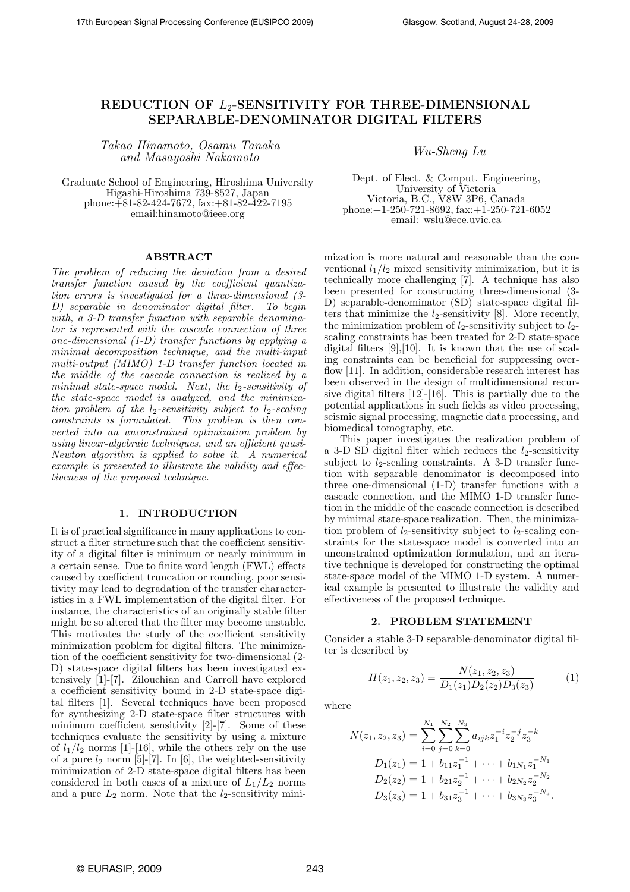# REDUCTION OF $L_2$-SENSITIVITY FOR THREE-DIMENSIONAL SEPARABLE-DENOMINATOR DIGITAL FILTERS

*Takao Hinamoto, Osamu Tanaka and Masayoshi Nakamoto*

Graduate School of Engineering, Hiroshima University
Higashi-Hiroshima 739-8527, Japan
phone:+81-82-424-7672, fax:+81-82-422-7195
email:hinamoto@ieee.org

*Wu-Sheng Lu*

Dept. of Elect. & Comput. Engineering,
University of Victoria
Victoria, B.C., V8W 3P6, Canada
phone:+1-250-721-8692, fax:+1-250-721-6052
email: wslu@ece.uvic.ca

## ABSTRACT

*The problem of reducing the deviation from a desired transfer function caused by the coefficient quantization errors is investigated for a three-dimensional (3-D) separable in denominator digital filter. To begin with, a 3-D transfer function with separable denominator is represented with the cascade connection of three one-dimensional (1-D) transfer functions by applying a minimal decomposition technique, and the multi-input multi-output (MIMO) 1-D transfer function located in the middle of the cascade connection is realized by a minimal state-space model. Next, the $l_2$-sensitivity of the state-space model is analyzed, and the minimization problem of the $l_2$-sensitivity subject to $l_2$-scaling constraints is formulated. This problem is then converted into an unconstrained optimization problem by using linear-algebraic techniques, and an efficient quasi-Newton algorithm is applied to solve it. A numerical example is presented to illustrate the validity and effectiveness of the proposed technique.*

## 1. INTRODUCTION

It is of practical significance in many applications to construct a filter structure such that the coefficient sensitivity of a digital filter is minimum or nearly minimum in a certain sense. Due to finite word length (FWL) effects caused by coefficient truncation or rounding, poor sensitivity may lead to degradation of the transfer characteristics in a FWL implementation of the digital filter. For instance, the characteristics of an originally stable filter might be so altered that the filter may become unstable. This motivates the study of the coefficient sensitivity minimization problem for digital filters. The minimization of the coefficient sensitivity for two-dimensional (2-D) state-space digital filters has been investigated extensively [1]-[7]. Zilouchian and Carroll have explored a coefficient sensitivity bound in 2-D state-space digital filters [1]. Several techniques have been proposed for synthesizing 2-D state-space filter structures with minimum coefficient sensitivity [2]-[7]. Some of these techniques evaluate the sensitivity by using a mixture of $l_1/l_2$ norms [1]-[16], while the others rely on the use of a pure $l_2$ norm [5]-[7]. In [6], the weighted-sensitivity minimization of 2-D state-space digital filters has been considered in both cases of a mixture of $L_1/L_2$ norms and a pure $L_2$ norm. Note that the $l_2$-sensitivity minimization is more natural and reasonable than the conventional $l_1/l_2$ mixed sensitivity minimization, but it is technically more challenging [7]. A technique has also been presented for constructing three-dimensional (3-D) separable-denominator (SD) state-space digital filters that minimize the $l_2$-sensitivity [8]. More recently, the minimization problem of $l_2$-sensitivity subject to $l_2$-scaling constraints has been treated for 2-D state-space digital filters [9],[10]. It is known that the use of scaling constraints can be beneficial for suppressing overflow [11]. In addition, considerable research interest has been observed in the design of multidimensional recursive digital filters [12]-[16]. This is partially due to the potential applications in such fields as video processing, seismic signal processing, magnetic data processing, and biomedical tomography, etc.

This paper investigates the realization problem of a 3-D SD digital filter which reduces the $l_2$-sensitivity subject to $l_2$-scaling constraints. A 3-D transfer function with separable denominator is decomposed into three one-dimensional (1-D) transfer functions with a cascade connection, and the MIMO 1-D transfer function in the middle of the cascade connection is described by minimal state-space realization. Then, the minimization problem of $l_2$-sensitivity subject to $l_2$-scaling constraints for the state-space model is converted into an unconstrained optimization formulation, and an iterative technique is developed for constructing the optimal state-space model of the MIMO 1-D system. A numerical example is presented to illustrate the validity and effectiveness of the proposed technique.

## 2. PROBLEM STATEMENT

Consider a stable 3-D separable-denominator digital filter is described by

$$H(z_1,z_2,z_3)=\frac{N(z_1,z_2,z_3)}{D_1(z_1)D_2(z_2)D_3(z_3)} \tag{1}$$

where

$$\begin{aligned}
N(z_1,z_2,z_3)&=\sum_{i=0}^{N_1}\sum_{j=0}^{N_2}\sum_{k=0}^{N_3}a_{ijk}z_1^{-i}z_2^{-j}z_3^{-k}\\
D_1(z_1)&=1+b_{11}z_1^{-1}+\cdots+b_{1N_1}z_1^{-N_1}\\
D_2(z_2)&=1+b_{21}z_2^{-1}+\cdots+b_{2N_2}z_2^{-N_2}\\
D_3(z_3)&=1+b_{31}z_3^{-1}+\cdots+b_{3N_3}z_3^{-N_3}.
\end{aligned}$$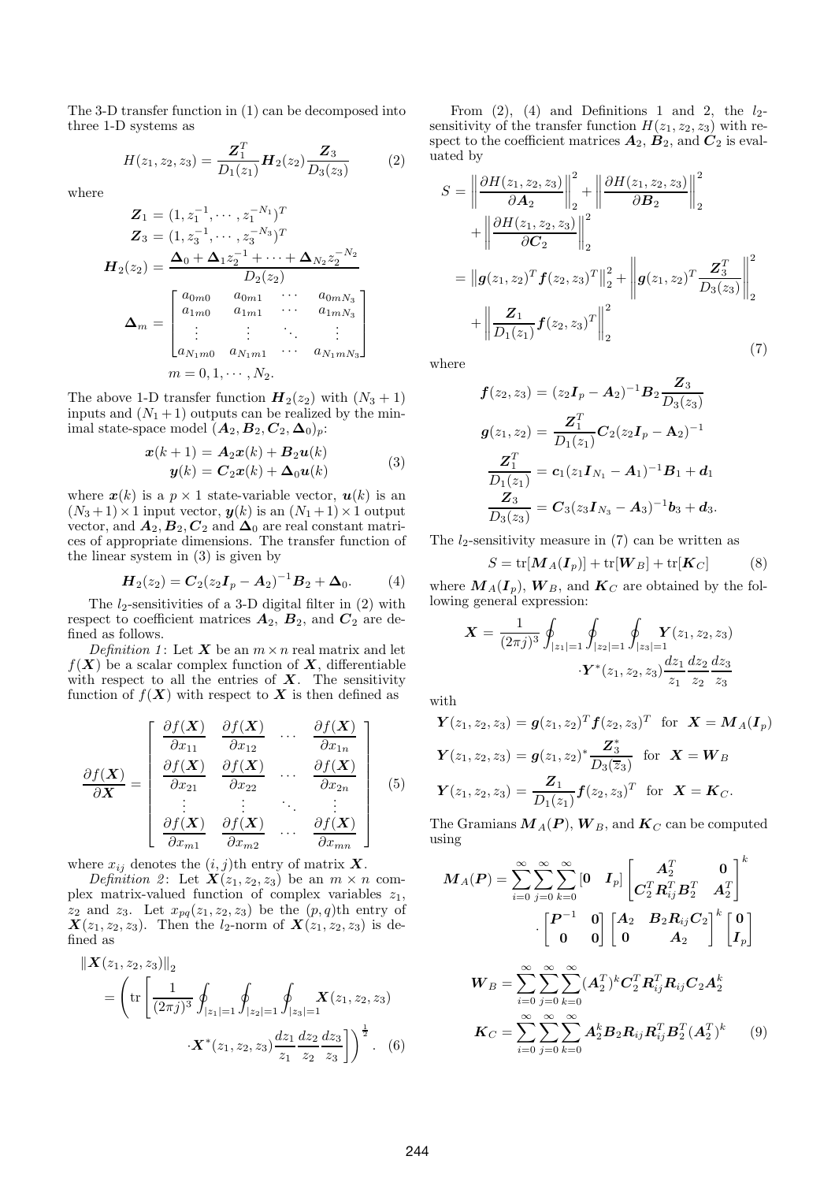The 3-D transfer function in (1) can be decomposed into three 1-D systems as

$$H(z_1, z_2, z_3) = \frac{\boldsymbol{Z}_1^T}{D_1(z_1)} \boldsymbol{H}_2(z_2) \frac{\boldsymbol{Z}_3}{D_3(z_3)} \tag{2}$$

where

$$\begin{aligned}
\boldsymbol{Z}_1 &= (1, z_1^{-1}, \cdots, z_1^{-N_1})^T \\
\boldsymbol{Z}_3 &= (1, z_3^{-1}, \cdots, z_3^{-N_3})^T \\
\boldsymbol{H}_2(z_2) &= \frac{\boldsymbol{\Delta}_0 + \boldsymbol{\Delta}_1 z_2^{-1} + \cdots + \boldsymbol{\Delta}_{N_2} z_2^{-N_2}}{D_2(z_2)} \\
\boldsymbol{\Delta}_m &= \begin{bmatrix} a_{0m0} & a_{0m1} & \cdots & a_{0mN_3} \\ a_{1m0} & a_{1m1} & \cdots & a_{1mN_3} \\ \vdots & \vdots & \ddots & \vdots \\ a_{N_1m0} & a_{N_1m1} & \cdots & a_{N_1mN_3} \end{bmatrix} \\
& m = 0, 1, \cdots, N_2.
\end{aligned}$$

The above 1-D transfer function $\boldsymbol{H}_2(z_2)$ with $(N_3+1)$ inputs and $(N_1+1)$ outputs can be realized by the minimal state-space model $(\boldsymbol{A}_2, \boldsymbol{B}_2, \boldsymbol{C}_2, \boldsymbol{\Delta}_0)_p$:

$$\begin{aligned}
\boldsymbol{x}(k+1) &= \boldsymbol{A}_2 \boldsymbol{x}(k) + \boldsymbol{B}_2 \boldsymbol{u}(k) \\
\boldsymbol{y}(k) &= \boldsymbol{C}_2 \boldsymbol{x}(k) + \boldsymbol{\Delta}_0 \boldsymbol{u}(k)
\end{aligned} \tag{3}$$

where $\boldsymbol{x}(k)$ is a $p \times 1$ state-variable vector, $\boldsymbol{u}(k)$ is an $(N_3+1) \times 1$ input vector, $\boldsymbol{y}(k)$ is an $(N_1+1) \times 1$ output vector, and $\boldsymbol{A}_2, \boldsymbol{B}_2, \boldsymbol{C}_2$ and $\boldsymbol{\Delta}_0$ are real constant matrices of appropriate dimensions. The transfer function of the linear system in (3) is given by

$$\boldsymbol{H}_2(z_2) = \boldsymbol{C}_2 (z_2 \boldsymbol{I}_p - \boldsymbol{A}_2)^{-1} \boldsymbol{B}_2 + \boldsymbol{\Delta}_0. \tag{4}$$

The $l_2$-sensitivities of a 3-D digital filter in (2) with respect to coefficient matrices $\boldsymbol{A}_2$, $\boldsymbol{B}_2$, and $\boldsymbol{C}_2$ are defined as follows.

*Definition 1*: Let $\boldsymbol{X}$ be an $m \times n$ real matrix and let $f(\boldsymbol{X})$ be a scalar complex function of $\boldsymbol{X}$, differentiable with respect to all the entries of $\boldsymbol{X}$. The sensitivity function of $f(\boldsymbol{X})$ with respect to $\boldsymbol{X}$ is then defined as

$$\frac{\partial f(\boldsymbol{X})}{\partial \boldsymbol{X}} = \begin{bmatrix} \dfrac{\partial f(\boldsymbol{X})}{\partial x_{11}} & \dfrac{\partial f(\boldsymbol{X})}{\partial x_{12}} & \cdots & \dfrac{\partial f(\boldsymbol{X})}{\partial x_{1n}} \\ \dfrac{\partial f(\boldsymbol{X})}{\partial x_{21}} & \dfrac{\partial f(\boldsymbol{X})}{\partial x_{22}} & \cdots & \dfrac{\partial f(\boldsymbol{X})}{\partial x_{2n}} \\ \vdots & \vdots & \ddots & \vdots \\ \dfrac{\partial f(\boldsymbol{X})}{\partial x_{m1}} & \dfrac{\partial f(\boldsymbol{X})}{\partial x_{m2}} & \cdots & \dfrac{\partial f(\boldsymbol{X})}{\partial x_{mn}} \end{bmatrix} \tag{5}$$

where $x_{ij}$ denotes the $(i,j)$th entry of matrix $\boldsymbol{X}$.

*Definition 2*: Let $\boldsymbol{X}(z_1, z_2, z_3)$ be an $m \times n$ complex matrix-valued function of complex variables $z_1$, $z_2$ and $z_3$. Let $x_{pq}(z_1, z_2, z_3)$ be the $(p,q)$th entry of $\boldsymbol{X}(z_1, z_2, z_3)$. Then the $l_2$-norm of $\boldsymbol{X}(z_1, z_2, z_3)$ is defined as

$$\begin{aligned}
&\|\boldsymbol{X}(z_1, z_2, z_3)\|_2 \\
&= \left( \mathrm{tr}\left[ \frac{1}{(2\pi j)^3} \oint_{|z_1|=1} \oint_{|z_2|=1} \oint_{|z_3|=1} \boldsymbol{X}(z_1, z_2, z_3) \right.\right. \\
&\qquad \left.\left. \cdot \boldsymbol{X}^*(z_1, z_2, z_3) \frac{dz_1}{z_1} \frac{dz_2}{z_2} \frac{dz_3}{z_3} \right] \right)^{\frac{1}{2}}.
\end{aligned} \tag{6}$$

From (2), (4) and Definitions 1 and 2, the $l_2$-sensitivity of the transfer function $H(z_1, z_2, z_3)$ with respect to the coefficient matrices $\boldsymbol{A}_2$, $\boldsymbol{B}_2$, and $\boldsymbol{C}_2$ is evaluated by

$$\begin{aligned}
S &= \left\| \frac{\partial H(z_1, z_2, z_3)}{\partial \boldsymbol{A}_2} \right\|_2^2 + \left\| \frac{\partial H(z_1, z_2, z_3)}{\partial \boldsymbol{B}_2} \right\|_2^2 \\
&\quad + \left\| \frac{\partial H(z_1, z_2, z_3)}{\partial \boldsymbol{C}_2} \right\|_2^2 \\
&= \left\| \boldsymbol{g}(z_1, z_2)^T \boldsymbol{f}(z_2, z_3)^T \right\|_2^2 + \left\| \boldsymbol{g}(z_1, z_2)^T \frac{\boldsymbol{Z}_3^T}{D_3(z_3)} \right\|_2^2 \\
&\quad + \left\| \frac{\boldsymbol{Z}_1}{D_1(z_1)} \boldsymbol{f}(z_2, z_3)^T \right\|_2^2
\end{aligned} \tag{7}$$

where

$$\begin{aligned}
\boldsymbol{f}(z_2, z_3) &= (z_2 \boldsymbol{I}_p - \boldsymbol{A}_2)^{-1} \boldsymbol{B}_2 \frac{\boldsymbol{Z}_3}{D_3(z_3)} \\
\boldsymbol{g}(z_1, z_2) &= \frac{\boldsymbol{Z}_1^T}{D_1(z_1)} \boldsymbol{C}_2 (z_2 \boldsymbol{I}_p - \boldsymbol{A}_2)^{-1} \\
\frac{\boldsymbol{Z}_1^T}{D_1(z_1)} &= \boldsymbol{c}_1 (z_1 \boldsymbol{I}_{N_1} - \boldsymbol{A}_1)^{-1} \boldsymbol{B}_1 + \boldsymbol{d}_1 \\
\frac{\boldsymbol{Z}_3}{D_3(z_3)} &= \boldsymbol{C}_3 (z_3 \boldsymbol{I}_{N_3} - \boldsymbol{A}_3)^{-1} \boldsymbol{b}_3 + \boldsymbol{d}_3.
\end{aligned}$$

The $l_2$-sensitivity measure in (7) can be written as

$$S = \mathrm{tr}[\boldsymbol{M}_A(\boldsymbol{I}_p)] + \mathrm{tr}[\boldsymbol{W}_B] + \mathrm{tr}[\boldsymbol{K}_C] \tag{8}$$

where $\boldsymbol{M}_A(\boldsymbol{I}_p)$, $\boldsymbol{W}_B$, and $\boldsymbol{K}_C$ are obtained by the following general expression:

$$\begin{aligned}
\boldsymbol{X} = \frac{1}{(2\pi j)^3} \oint_{|z_1|=1} \oint_{|z_2|=1} \oint_{|z_3|=1} &\boldsymbol{Y}(z_1, z_2, z_3) \\
&\cdot \boldsymbol{Y}^*(z_1, z_2, z_3) \frac{dz_1}{z_1} \frac{dz_2}{z_2} \frac{dz_3}{z_3}
\end{aligned}$$

with

$$\begin{aligned}
&\boldsymbol{Y}(z_1, z_2, z_3) = \boldsymbol{g}(z_1, z_2)^T \boldsymbol{f}(z_2, z_3)^T \quad \text{for} \quad \boldsymbol{X} = \boldsymbol{M}_A(\boldsymbol{I}_p) \\
&\boldsymbol{Y}(z_1, z_2, z_3) = \boldsymbol{g}(z_1, z_2)^* \frac{\boldsymbol{Z}_3^*}{D_3(\overline{z}_3)} \quad \text{for} \quad \boldsymbol{X} = \boldsymbol{W}_B \\
&\boldsymbol{Y}(z_1, z_2, z_3) = \frac{\boldsymbol{Z}_1}{D_1(z_1)} \boldsymbol{f}(z_2, z_3)^T \quad \text{for} \quad \boldsymbol{X} = \boldsymbol{K}_C.
\end{aligned}$$

The Gramians $\boldsymbol{M}_A(\boldsymbol{P})$, $\boldsymbol{W}_B$, and $\boldsymbol{K}_C$ can be computed using

$$\begin{aligned}
\boldsymbol{M}_A(\boldsymbol{P}) = \sum_{i=0}^{\infty} \sum_{j=0}^{\infty} \sum_{k=0}^{\infty} &\begin{bmatrix} \boldsymbol{0} & \boldsymbol{I}_p \end{bmatrix} \begin{bmatrix} \boldsymbol{A}_2^T & \boldsymbol{0} \\ \boldsymbol{C}_2^T \boldsymbol{R}_{ij}^T \boldsymbol{B}_2^T & \boldsymbol{A}_2^T \end{bmatrix}^k \\
&\cdot \begin{bmatrix} \boldsymbol{P}^{-1} & \boldsymbol{0} \\ \boldsymbol{0} & \boldsymbol{0} \end{bmatrix} \begin{bmatrix} \boldsymbol{A}_2 & \boldsymbol{B}_2 \boldsymbol{R}_{ij} \boldsymbol{C}_2 \\ \boldsymbol{0} & \boldsymbol{A}_2 \end{bmatrix}^k \begin{bmatrix} \boldsymbol{0} \\ \boldsymbol{I}_p \end{bmatrix}
\end{aligned}$$

$$\begin{aligned}
\boldsymbol{W}_B &= \sum_{i=0}^{\infty} \sum_{j=0}^{\infty} \sum_{k=0}^{\infty} (\boldsymbol{A}_2^T)^k \boldsymbol{C}_2^T \boldsymbol{R}_{ij}^T \boldsymbol{R}_{ij} \boldsymbol{C}_2 \boldsymbol{A}_2^k \\
\boldsymbol{K}_C &= \sum_{i=0}^{\infty} \sum_{j=0}^{\infty} \sum_{k=0}^{\infty} \boldsymbol{A}_2^k \boldsymbol{B}_2 \boldsymbol{R}_{ij} \boldsymbol{R}_{ij}^T \boldsymbol{B}_2^T (\boldsymbol{A}_2^T)^k
\end{aligned} \tag{9}$$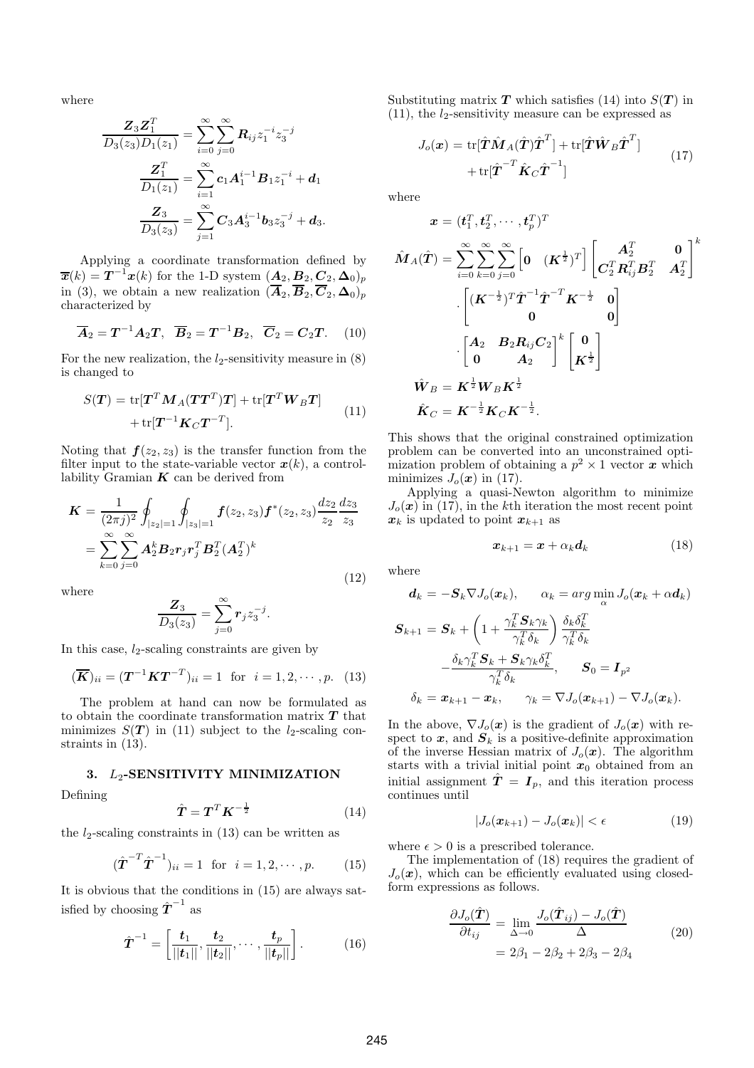where

$$
\frac{\boldsymbol{Z}_3\boldsymbol{Z}_1^T}{D_3(z_3)D_1(z_1)} = \sum_{i=0}^{\infty}\sum_{j=0}^{\infty}\boldsymbol{R}_{ij}z_1^{-i}z_3^{-j}
$$

$$
\frac{\boldsymbol{Z}_1^T}{D_1(z_1)} = \sum_{i=1}^{\infty}\boldsymbol{c}_1\boldsymbol{A}_1^{i-1}\boldsymbol{B}_1 z_1^{-i} + \boldsymbol{d}_1
$$

$$
\frac{\boldsymbol{Z}_3}{D_3(z_3)} = \sum_{j=1}^{\infty}\boldsymbol{C}_3\boldsymbol{A}_3^{i-1}\boldsymbol{b}_3 z_3^{-j} + \boldsymbol{d}_3.
$$

Applying a coordinate transformation defined by $\overline{\boldsymbol{x}}(k) = \boldsymbol{T}^{-1}\boldsymbol{x}(k)$ for the 1-D system $(\boldsymbol{A}_2, \boldsymbol{B}_2, \boldsymbol{C}_2, \boldsymbol{\Delta}_0)_p$ in (3), we obtain a new realization $(\overline{\boldsymbol{A}}_2, \overline{\boldsymbol{B}}_2, \overline{\boldsymbol{C}}_2, \boldsymbol{\Delta}_0)_p$ characterized by

$$
\overline{\boldsymbol{A}}_2 = \boldsymbol{T}^{-1}\boldsymbol{A}_2\boldsymbol{T}, \quad \overline{\boldsymbol{B}}_2 = \boldsymbol{T}^{-1}\boldsymbol{B}_2, \quad \overline{\boldsymbol{C}}_2 = \boldsymbol{C}_2\boldsymbol{T}. \tag{10}
$$

For the new realization, the $l_2$-sensitivity measure in (8) is changed to

$$
\begin{aligned}
S(\boldsymbol{T}) = \ & \mathrm{tr}[\boldsymbol{T}^T\boldsymbol{M}_A(\boldsymbol{T}\boldsymbol{T}^T)\boldsymbol{T}] + \mathrm{tr}[\boldsymbol{T}^T\boldsymbol{W}_B\boldsymbol{T}] \\
& + \mathrm{tr}[\boldsymbol{T}^{-1}\boldsymbol{K}_C\boldsymbol{T}^{-T}].
\end{aligned} \tag{11}
$$

Noting that $\boldsymbol{f}(z_2, z_3)$ is the transfer function from the filter input to the state-variable vector $\boldsymbol{x}(k)$, a controllability Gramian $\boldsymbol{K}$ can be derived from

$$
\begin{aligned}
\boldsymbol{K} &= \frac{1}{(2\pi j)^2}\oint_{|z_2|=1}\oint_{|z_3|=1}\boldsymbol{f}(z_2, z_3)\boldsymbol{f}^*(z_2, z_3)\frac{dz_2}{z_2}\frac{dz_3}{z_3} \\
&= \sum_{k=0}^{\infty}\sum_{j=0}^{\infty}\boldsymbol{A}_2^k\boldsymbol{B}_2\boldsymbol{r}_j\boldsymbol{r}_j^T\boldsymbol{B}_2^T(\boldsymbol{A}_2^T)^k
\end{aligned} \tag{12}
$$

where

$$
\frac{\boldsymbol{Z}_3}{D_3(z_3)} = \sum_{j=0}^{\infty}\boldsymbol{r}_j z_3^{-j}.
$$

In this case, $l_2$-scaling constraints are given by

$$
(\overline{\boldsymbol{K}})_{ii} = (\boldsymbol{T}^{-1}\boldsymbol{K}\boldsymbol{T}^{-T})_{ii} = 1 \quad \text{for} \quad i = 1, 2, \cdots, p. \tag{13}
$$

The problem at hand can now be formulated as to obtain the coordinate transformation matrix $\boldsymbol{T}$ that minimizes $S(\boldsymbol{T})$ in (11) subject to the $l_2$-scaling constraints in (13).

## 3. $L_2$-SENSITIVITY MINIMIZATION

Defining

$$
\hat{\boldsymbol{T}} = \boldsymbol{T}^T\boldsymbol{K}^{-\frac{1}{2}} \tag{14}
$$

the $l_2$-scaling constraints in (13) can be written as

$$
(\hat{\boldsymbol{T}}^{-T}\hat{\boldsymbol{T}}^{-1})_{ii} = 1 \quad \text{for} \quad i = 1, 2, \cdots, p. \tag{15}
$$

It is obvious that the conditions in (15) are always satisfied by choosing $\hat{\boldsymbol{T}}^{-1}$ as

$$
\hat{\boldsymbol{T}}^{-1} = \left[\frac{\boldsymbol{t}_1}{||\boldsymbol{t}_1||}, \frac{\boldsymbol{t}_2}{||\boldsymbol{t}_2||}, \cdots, \frac{\boldsymbol{t}_p}{||\boldsymbol{t}_p||}\right]. \tag{16}
$$

Substituting matrix $\boldsymbol{T}$ which satisfies (14) into $S(\boldsymbol{T})$ in (11), the $l_2$-sensitivity measure can be expressed as

$$
\begin{aligned}
J_o(\boldsymbol{x}) = \ & \mathrm{tr}[\hat{\boldsymbol{T}}\hat{\boldsymbol{M}}_A(\hat{\boldsymbol{T}})\hat{\boldsymbol{T}}^T] + \mathrm{tr}[\hat{\boldsymbol{T}}\hat{\boldsymbol{W}}_B\hat{\boldsymbol{T}}^T] \\
& + \mathrm{tr}[\hat{\boldsymbol{T}}^{-T}\hat{\boldsymbol{K}}_C\hat{\boldsymbol{T}}^{-1}]
\end{aligned} \tag{17}
$$

where

$$
\begin{aligned}
\boldsymbol{x} &= (\boldsymbol{t}_1^T, \boldsymbol{t}_2^T, \cdots, \boldsymbol{t}_p^T)^T \\
\hat{\boldsymbol{M}}_A(\hat{\boldsymbol{T}}) &= \sum_{i=0}^{\infty}\sum_{k=0}^{\infty}\sum_{j=0}^{\infty}\begin{bmatrix}\boldsymbol{0} & (\boldsymbol{K}^{\frac{1}{2}})^T\end{bmatrix}\begin{bmatrix}\boldsymbol{A}_2^T & \boldsymbol{0} \\ \boldsymbol{C}_2^T\boldsymbol{R}_{ij}^T\boldsymbol{B}_2^T & \boldsymbol{A}_2^T\end{bmatrix}^k \\
&\quad \cdot \begin{bmatrix}(\boldsymbol{K}^{-\frac{1}{2}})^T\hat{\boldsymbol{T}}^{-1}\hat{\boldsymbol{T}}^{-T}\boldsymbol{K}^{-\frac{1}{2}} & \boldsymbol{0} \\ \boldsymbol{0} & \boldsymbol{0}\end{bmatrix} \\
&\quad \cdot \begin{bmatrix}\boldsymbol{A}_2 & \boldsymbol{B}_2\boldsymbol{R}_{ij}\boldsymbol{C}_2 \\ \boldsymbol{0} & \boldsymbol{A}_2\end{bmatrix}^k\begin{bmatrix}\boldsymbol{0} \\ \boldsymbol{K}^{\frac{1}{2}}\end{bmatrix} \\
\hat{\boldsymbol{W}}_B &= \boldsymbol{K}^{\frac{1}{2}}\boldsymbol{W}_B\boldsymbol{K}^{\frac{1}{2}} \\
\hat{\boldsymbol{K}}_C &= \boldsymbol{K}^{-\frac{1}{2}}\boldsymbol{K}_C\boldsymbol{K}^{-\frac{1}{2}}.
\end{aligned}
$$

This shows that the original constrained optimization problem can be converted into an unconstrained optimization problem of obtaining a $p^2 \times 1$ vector $\boldsymbol{x}$ which minimizes $J_o(\boldsymbol{x})$ in (17).

Applying a quasi-Newton algorithm to minimize $J_o(\boldsymbol{x})$ in (17), in the $k$th iteration the most recent point $\boldsymbol{x}_k$ is updated to point $\boldsymbol{x}_{k+1}$ as

$$
\boldsymbol{x}_{k+1} = \boldsymbol{x} + \alpha_k\boldsymbol{d}_k \tag{18}
$$

where

$$
\begin{aligned}
\boldsymbol{d}_k &= -\boldsymbol{S}_k\nabla J_o(\boldsymbol{x}_k), \qquad \alpha_k = arg\min_{\alpha} J_o(\boldsymbol{x}_k + \alpha\boldsymbol{d}_k) \\
\boldsymbol{S}_{k+1} &= \boldsymbol{S}_k + \left(1 + \frac{\gamma_k^T\boldsymbol{S}_k\gamma_k}{\gamma_k^T\delta_k}\right)\frac{\delta_k\delta_k^T}{\gamma_k^T\delta_k} \\
&\quad - \frac{\delta_k\gamma_k^T\boldsymbol{S}_k + \boldsymbol{S}_k\gamma_k\delta_k^T}{\gamma_k^T\delta_k}, \qquad \boldsymbol{S}_0 = \boldsymbol{I}_{p^2} \\
\delta_k &= \boldsymbol{x}_{k+1} - \boldsymbol{x}_k, \qquad \gamma_k = \nabla J_o(\boldsymbol{x}_{k+1}) - \nabla J_o(\boldsymbol{x}_k).
\end{aligned}
$$

In the above, $\nabla J_o(\boldsymbol{x})$ is the gradient of $J_o(\boldsymbol{x})$ with respect to $\boldsymbol{x}$, and $\boldsymbol{S}_k$ is a positive-definite approximation of the inverse Hessian matrix of $J_o(\boldsymbol{x})$. The algorithm starts with a trivial initial point $\boldsymbol{x}_0$ obtained from an initial assignment $\hat{\boldsymbol{T}} = \boldsymbol{I}_p$, and this iteration process continues until

$$
|J_o(\boldsymbol{x}_{k+1}) - J_o(\boldsymbol{x}_k)| < \epsilon \tag{19}
$$

where $\epsilon > 0$ is a prescribed tolerance.

The implementation of (18) requires the gradient of $J_o(\boldsymbol{x})$, which can be efficiently evaluated using closed-form expressions as follows.

$$
\begin{aligned}
\frac{\partial J_o(\hat{\boldsymbol{T}})}{\partial t_{ij}} &= \lim_{\Delta\to 0}\frac{J_o(\hat{\boldsymbol{T}}_{ij}) - J_o(\hat{\boldsymbol{T}})}{\Delta} \\
&= 2\beta_1 - 2\beta_2 + 2\beta_3 - 2\beta_4
\end{aligned} \tag{20}
$$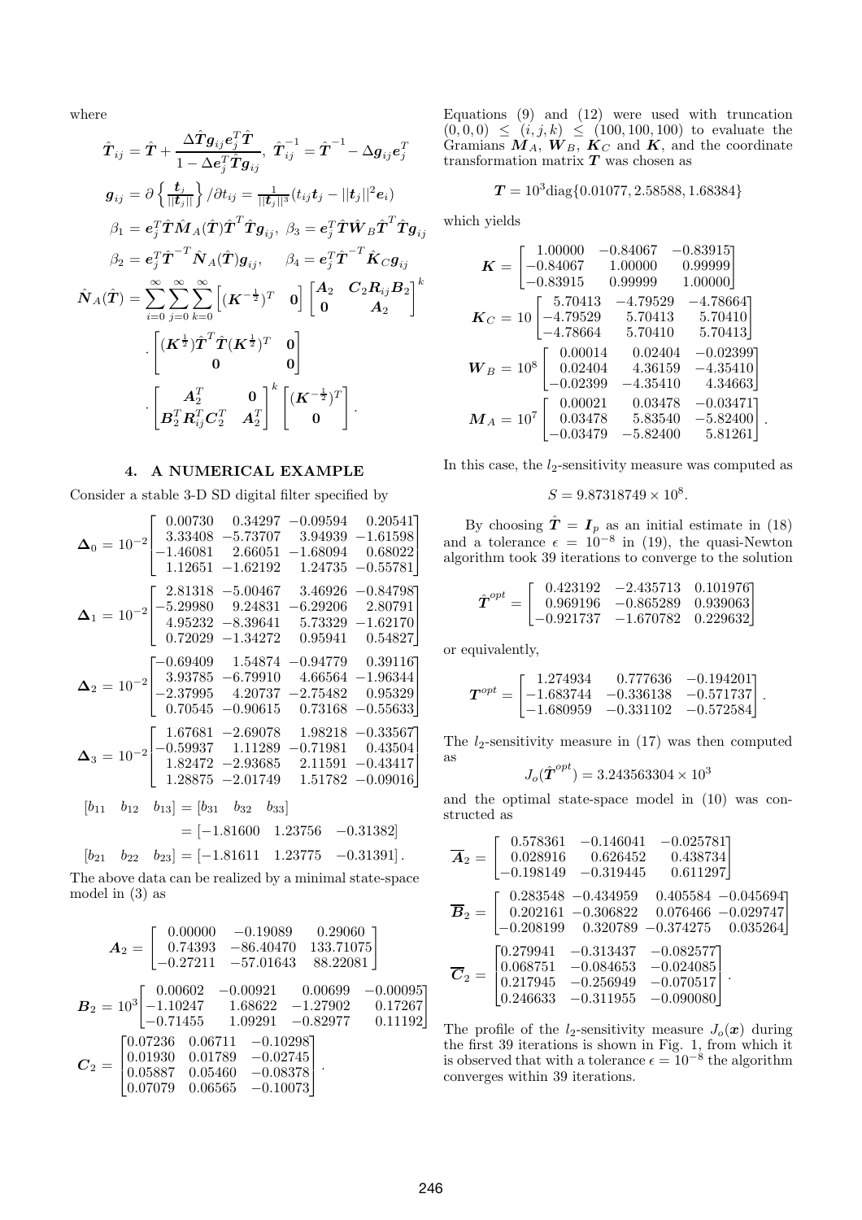where

$$
\hat{\boldsymbol{T}}_{ij} = \hat{\boldsymbol{T}} + \frac{\Delta \hat{\boldsymbol{T}} \boldsymbol{g}_{ij} \boldsymbol{e}_j^T \hat{\boldsymbol{T}}}{1 - \Delta \boldsymbol{e}_j^T \hat{\boldsymbol{T}} \boldsymbol{g}_{ij}}, \quad \hat{\boldsymbol{T}}_{ij}^{-1} = \hat{\boldsymbol{T}}^{-1} - \Delta \boldsymbol{g}_{ij} \boldsymbol{e}_j^T
$$

$$
\boldsymbol{g}_{ij} = \partial \left\{ \frac{\boldsymbol{t}_j}{||\boldsymbol{t}_j||} \right\} / \partial t_{ij} = \frac{1}{||\boldsymbol{t}_j||^3} (t_{ij} \boldsymbol{t}_j - ||\boldsymbol{t}_j||^2 \boldsymbol{e}_i)
$$

$$
\beta_1 = \boldsymbol{e}_j^T \hat{\boldsymbol{T}} \hat{\boldsymbol{M}}_A(\hat{\boldsymbol{T}}) \hat{\boldsymbol{T}}^T \hat{\boldsymbol{T}} \boldsymbol{g}_{ij}, \quad \beta_3 = \boldsymbol{e}_j^T \hat{\boldsymbol{T}} \hat{\boldsymbol{W}}_B \hat{\boldsymbol{T}}^T \hat{\boldsymbol{T}} \boldsymbol{g}_{ij}
$$

$$
\beta_2 = \boldsymbol{e}_j^T \hat{\boldsymbol{T}}^{-T} \hat{\boldsymbol{N}}_A(\hat{\boldsymbol{T}}) \boldsymbol{g}_{ij}, \qquad \beta_4 = \boldsymbol{e}_j^T \hat{\boldsymbol{T}}^{-T} \hat{\boldsymbol{K}}_C \boldsymbol{g}_{ij}
$$

$$
\hat{\boldsymbol{N}}_A(\hat{\boldsymbol{T}}) = \sum_{i=0}^{\infty} \sum_{j=0}^{\infty} \sum_{k=0}^{\infty} \begin{bmatrix} (\boldsymbol{K}^{-\frac{1}{2}})^T & \boldsymbol{0} \end{bmatrix} \begin{bmatrix} \boldsymbol{A}_2 & \boldsymbol{C}_2 \boldsymbol{R}_{ij} \boldsymbol{B}_2 \\ \boldsymbol{0} & \boldsymbol{A}_2 \end{bmatrix}^k \cdot \begin{bmatrix} (\boldsymbol{K}^{\frac{1}{2}}) \hat{\boldsymbol{T}}^T \hat{\boldsymbol{T}} (\boldsymbol{K}^{\frac{1}{2}})^T & \boldsymbol{0} \\ \boldsymbol{0} & \boldsymbol{0} \end{bmatrix} \cdot \begin{bmatrix} \boldsymbol{A}_2^T & \boldsymbol{0} \\ \boldsymbol{B}_2^T \boldsymbol{R}_{ij}^T \boldsymbol{C}_2^T & \boldsymbol{A}_2^T \end{bmatrix}^k \begin{bmatrix} (\boldsymbol{K}^{-\frac{1}{2}})^T \\ \boldsymbol{0} \end{bmatrix}.
$$

## 4. A NUMERICAL EXAMPLE

Consider a stable 3-D SD digital filter specified by

$$
\boldsymbol{\Delta}_0 = 10^{-2} \begin{bmatrix} 0.00730 & 0.34297 & -0.09594 & 0.20541 \\ 3.33408 & -5.73707 & 3.94939 & -1.61598 \\ -1.46081 & 2.66051 & -1.68094 & 0.68022 \\ 1.12651 & -1.62192 & 1.24735 & -0.55781 \end{bmatrix}
$$

$$
\boldsymbol{\Delta}_1 = 10^{-2} \begin{bmatrix} 2.81318 & -5.00467 & 3.46926 & -0.84798 \\ -5.29980 & 9.24831 & -6.29206 & 2.80791 \\ 4.95232 & -8.39641 & 5.73329 & -1.62170 \\ 0.72029 & -1.34272 & 0.95941 & 0.54827 \end{bmatrix}
$$

$$
\boldsymbol{\Delta}_2 = 10^{-2} \begin{bmatrix} -0.69409 & 1.54874 & -0.94779 & 0.39116 \\ 3.93785 & -6.79910 & 4.66564 & -1.96344 \\ -2.37995 & 4.20737 & -2.75482 & 0.95329 \\ 0.70545 & -0.90615 & 0.73168 & -0.55633 \end{bmatrix}
$$

$$
\boldsymbol{\Delta}_3 = 10^{-2} \begin{bmatrix} 1.67681 & -2.69078 & 1.98218 & -0.33567 \\ -0.59937 & 1.11289 & -0.71981 & 0.43504 \\ 1.82472 & -2.93685 & 2.11591 & -0.43417 \\ 1.28875 & -2.01749 & 1.51782 & -0.09016 \end{bmatrix}
$$

$$
\begin{aligned}
[b_{11} \quad b_{12} \quad b_{13}] &= [b_{31} \quad b_{32} \quad b_{33}] \\
&= [-1.81600 \quad 1.23756 \quad -0.31382]
\end{aligned}
$$

$$
[b_{21} \quad b_{22} \quad b_{23}] = [-1.81611 \quad 1.23775 \quad -0.31391].
$$

The above data can be realized by a minimal state-space model in (3) as

$$
\boldsymbol{A}_2 = \begin{bmatrix} 0.00000 & -0.19089 & 0.29060 \\ 0.74393 & -86.40470 & 133.71075 \\ -0.27211 & -57.01643 & 88.22081 \end{bmatrix}
$$

$$
\boldsymbol{B}_2 = 10^3 \begin{bmatrix} 0.00602 & -0.00921 & 0.00699 & -0.00095 \\ -1.10247 & 1.68622 & -1.27902 & 0.17267 \\ -0.71455 & 1.09291 & -0.82977 & 0.11192 \end{bmatrix}
$$

$$
\boldsymbol{C}_2 = \begin{bmatrix} 0.07236 & 0.06711 & -0.10298 \\ 0.01930 & 0.01789 & -0.02745 \\ 0.05887 & 0.05460 & -0.08378 \\ 0.07079 & 0.06565 & -0.10073 \end{bmatrix}.
$$

Equations (9) and (12) were used with truncation $(0, 0, 0) \leq (i, j, k) \leq (100, 100, 100)$ to evaluate the Gramians $\boldsymbol{M}_A$, $\boldsymbol{W}_B$, $\boldsymbol{K}_C$ and $\boldsymbol{K}$, and the coordinate transformation matrix $\boldsymbol{T}$ was chosen as

$$
\boldsymbol{T} = 10^3 \text{diag}\{0.01077, 2.58588, 1.68384\}
$$

which yields

$$
\boldsymbol{K} = \begin{bmatrix} 1.00000 & -0.84067 & -0.83915 \\ -0.84067 & 1.00000 & 0.99999 \\ -0.83915 & 0.99999 & 1.00000 \end{bmatrix}
$$

$$
\boldsymbol{K}_C = 10 \begin{bmatrix} 5.70413 & -4.79529 & -4.78664 \\ -4.79529 & 5.70413 & 5.70410 \\ -4.78664 & 5.70410 & 5.70413 \end{bmatrix}
$$

$$
\boldsymbol{W}_B = 10^8 \begin{bmatrix} 0.00014 & 0.02404 & -0.02399 \\ 0.02404 & 4.36159 & -4.35410 \\ -0.02399 & -4.35410 & 4.34663 \end{bmatrix}
$$

$$
\boldsymbol{M}_A = 10^7 \begin{bmatrix} 0.00021 & 0.03478 & -0.03471 \\ 0.03478 & 5.83540 & -5.82400 \\ -0.03479 & -5.82400 & 5.81261 \end{bmatrix}.
$$

In this case, the $l_2$-sensitivity measure was computed as

$$
S = 9.87318749 \times 10^8.
$$

By choosing $\hat{\boldsymbol{T}} = \boldsymbol{I}_p$ as an initial estimate in (18) and a tolerance $\epsilon = 10^{-8}$ in (19), the quasi-Newton algorithm took 39 iterations to converge to the solution

$$
\hat{\boldsymbol{T}}^{opt} = \begin{bmatrix} 0.423192 & -2.435713 & 0.101976 \\ 0.969196 & -0.865289 & 0.939063 \\ -0.921737 & -1.670782 & 0.229632 \end{bmatrix}
$$

or equivalently,

$$
\boldsymbol{T}^{opt} = \begin{bmatrix} 1.274934 & 0.777636 & -0.194201 \\ -1.683744 & -0.336138 & -0.571737 \\ -1.680959 & -0.331102 & -0.572584 \end{bmatrix}.
$$

The $l_2$-sensitivity measure in (17) was then computed as

$$
J_o(\hat{\boldsymbol{T}}^{opt}) = 3.243563304 \times 10^3
$$

and the optimal state-space model in (10) was constructed as

$$
\overline{\boldsymbol{A}}_2 = \begin{bmatrix} 0.578361 & -0.146041 & -0.025781 \\ 0.028916 & 0.626452 & 0.438734 \\ -0.198149 & -0.319445 & 0.611297 \end{bmatrix}
$$

$$
\overline{\boldsymbol{B}}_2 = \begin{bmatrix} 0.283548 & -0.434959 & 0.405584 & -0.045694 \\ 0.202161 & -0.306822 & 0.076466 & -0.029747 \\ -0.208199 & 0.320789 & -0.374275 & 0.035264 \end{bmatrix}
$$

$$
\overline{\boldsymbol{C}}_2 = \begin{bmatrix} 0.279941 & -0.313437 & -0.082577 \\ 0.068751 & -0.084653 & -0.024085 \\ 0.217945 & -0.256949 & -0.070517 \\ 0.246633 & -0.311955 & -0.090080 \end{bmatrix}.
$$

The profile of the $l_2$-sensitivity measure $J_o(\boldsymbol{x})$ during the first 39 iterations is shown in Fig. 1, from which it is observed that with a tolerance $\epsilon = 10^{-8}$ the algorithm converges within 39 iterations.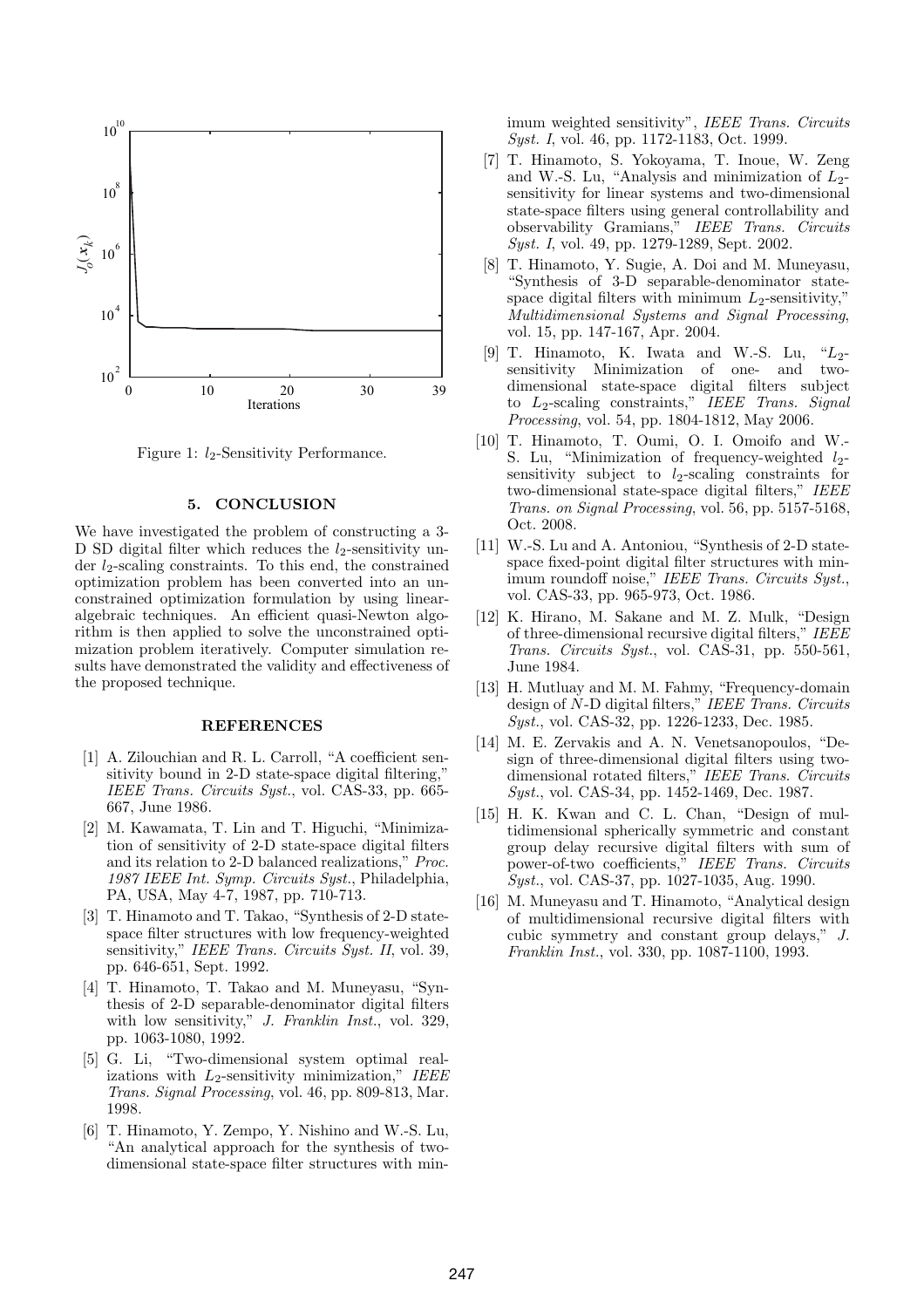$10^{10}$

$10^{8}$

$10^{6}$

$10^{4}$

$10^{2}$

$J_o(x_k)$

0 10 20 30 39

Iterations

Figure 1: $l_2$-Sensitivity Performance.

## 5. CONCLUSION

We have investigated the problem of constructing a 3-D SD digital filter which reduces the $l_2$-sensitivity under $l_2$-scaling constraints. To this end, the constrained optimization problem has been converted into an unconstrained optimization formulation by using linear-algebraic techniques. An efficient quasi-Newton algorithm is then applied to solve the unconstrained optimization problem iteratively. Computer simulation results have demonstrated the validity and effectiveness of the proposed technique.

## REFERENCES

[1] A. Zilouchian and R. L. Carroll, "A coefficient sensitivity bound in 2-D state-space digital filtering," *IEEE Trans. Circuits Syst.*, vol. CAS-33, pp. 665-667, June 1986.

[2] M. Kawamata, T. Lin and T. Higuchi, "Minimization of sensitivity of 2-D state-space digital filters and its relation to 2-D balanced realizations," *Proc. 1987 IEEE Int. Symp. Circuits Syst.*, Philadelphia, PA, USA, May 4-7, 1987, pp. 710-713.

[3] T. Hinamoto and T. Takao, "Synthesis of 2-D state-space filter structures with low frequency-weighted sensitivity," *IEEE Trans. Circuits Syst. II*, vol. 39, pp. 646-651, Sept. 1992.

[4] T. Hinamoto, T. Takao and M. Muneyasu, "Synthesis of 2-D separable-denominator digital filters with low sensitivity," *J. Franklin Inst.*, vol. 329, pp. 1063-1080, 1992.

[5] G. Li, "Two-dimensional system optimal realizations with $L_2$-sensitivity minimization," *IEEE Trans. Signal Processing*, vol. 46, pp. 809-813, Mar. 1998.

[6] T. Hinamoto, Y. Zempo, Y. Nishino and W.-S. Lu, "An analytical approach for the synthesis of two-dimensional state-space filter structures with minimum weighted sensitivity", *IEEE Trans. Circuits Syst. I*, vol. 46, pp. 1172-1183, Oct. 1999.

[7] T. Hinamoto, S. Yokoyama, T. Inoue, W. Zeng and W.-S. Lu, "Analysis and minimization of $L_2$-sensitivity for linear systems and two-dimensional state-space filters using general controllability and observability Gramians," *IEEE Trans. Circuits Syst. I*, vol. 49, pp. 1279-1289, Sept. 2002.

[8] T. Hinamoto, Y. Sugie, A. Doi and M. Muneyasu, "Synthesis of 3-D separable-denominator state-space digital filters with minimum $L_2$-sensitivity," *Multidimensional Systems and Signal Processing*, vol. 15, pp. 147-167, Apr. 2004.

[9] T. Hinamoto, K. Iwata and W.-S. Lu, "$L_2$-sensitivity Minimization of one- and two-dimensional state-space digital filters subject to $L_2$-scaling constraints," *IEEE Trans. Signal Processing*, vol. 54, pp. 1804-1812, May 2006.

[10] T. Hinamoto, T. Oumi, O. I. Omoifo and W.-S. Lu, "Minimization of frequency-weighted $l_2$-sensitivity subject to $l_2$-scaling constraints for two-dimensional state-space digital filters," *IEEE Trans. on Signal Processing*, vol. 56, pp. 5157-5168, Oct. 2008.

[11] W.-S. Lu and A. Antoniou, "Synthesis of 2-D state-space fixed-point digital filter structures with minimum roundoff noise," *IEEE Trans. Circuits Syst.*, vol. CAS-33, pp. 965-973, Oct. 1986.

[12] K. Hirano, M. Sakane and M. Z. Mulk, "Design of three-dimensional recursive digital filters," *IEEE Trans. Circuits Syst.*, vol. CAS-31, pp. 550-561, June 1984.

[13] H. Mutluay and M. M. Fahmy, "Frequency-domain design of N-D digital filters," *IEEE Trans. Circuits Syst.*, vol. CAS-32, pp. 1226-1233, Dec. 1985.

[14] M. E. Zervakis and A. N. Venetsanopoulos, "Design of three-dimensional digital filters using two-dimensional rotated filters," *IEEE Trans. Circuits Syst.*, vol. CAS-34, pp. 1452-1469, Dec. 1987.

[15] H. K. Kwan and C. L. Chan, "Design of multidimensional spherically symmetric and constant group delay recursive digital filters with sum of power-of-two coefficients," *IEEE Trans. Circuits Syst.*, vol. CAS-37, pp. 1027-1035, Aug. 1990.

[16] M. Muneyasu and T. Hinamoto, "Analytical design of multidimensional recursive digital filters with cubic symmetry and constant group delays," *J. Franklin Inst.*, vol. 330, pp. 1087-1100, 1993.